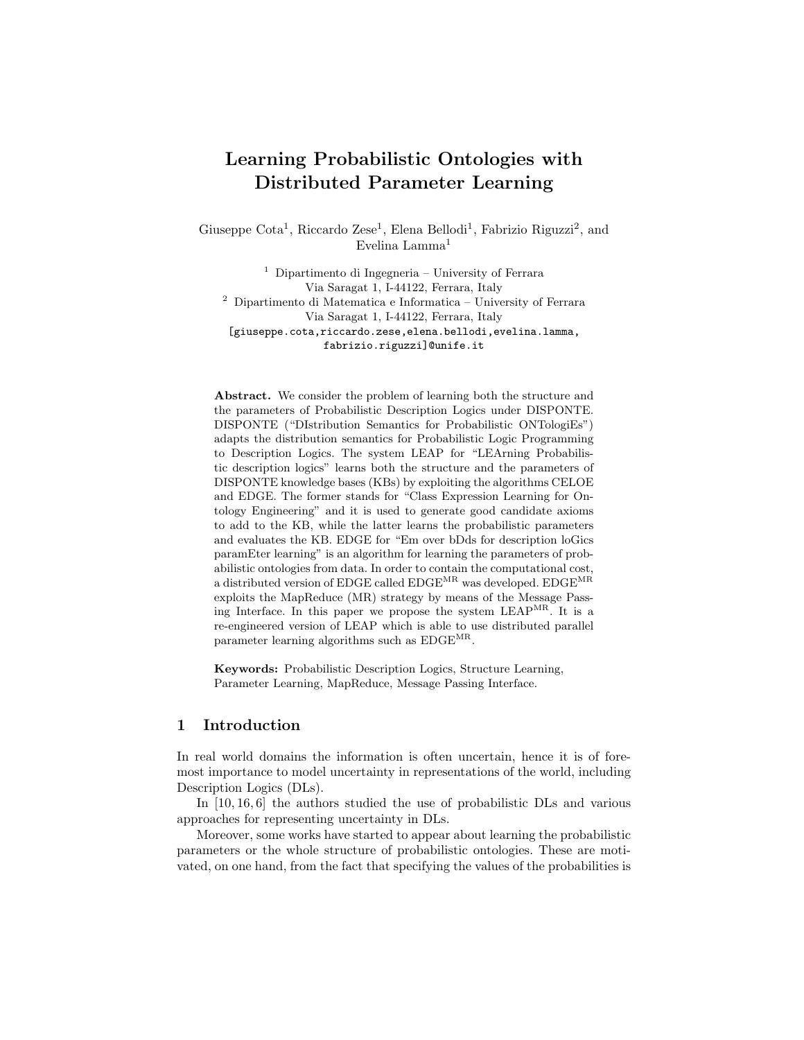# Learning Probabilistic Ontologies with Distributed Parameter Learning

Giuseppe Cota[1], Riccardo Zese[1], Elena Bellodi[1], Fabrizio Riguzzi[2], and Evelina Lamma[1]

[1] Dipartimento di Ingegneria – University of Ferrara
Via Saragat 1, I-44122, Ferrara, Italy
[2] Dipartimento di Matematica e Informatica – University of Ferrara
Via Saragat 1, I-44122, Ferrara, Italy
[giuseppe.cota,riccardo.zese,elena.bellodi,evelina.lamma,
fabrizio.riguzzi]@unife.it

**Abstract.** We consider the problem of learning both the structure and the parameters of Probabilistic Description Logics under DISPONTE. DISPONTE ("DIstribution Semantics for Probabilistic ONTologiEs") adapts the distribution semantics for Probabilistic Logic Programming to Description Logics. The system LEAP for "LEArning Probabilistic description logics" learns both the structure and the parameters of DISPONTE knowledge bases (KBs) by exploiting the algorithms CELOE and EDGE. The former stands for "Class Expression Learning for Ontology Engineering" and it is used to generate good candidate axioms to add to the KB, while the latter learns the probabilistic parameters and evaluates the KB. EDGE for "Em over bDds for description loGics paramEter learning" is an algorithm for learning the parameters of probabilistic ontologies from data. In order to contain the computational cost, a distributed version of EDGE called EDGE$^{\mathrm{MR}}$ was developed. EDGE$^{\mathrm{MR}}$ exploits the MapReduce (MR) strategy by means of the Message Passing Interface. In this paper we propose the system LEAP$^{\mathrm{MR}}$. It is a re-engineered version of LEAP which is able to use distributed parallel parameter learning algorithms such as EDGE$^{\mathrm{MR}}$.

**Keywords:** Probabilistic Description Logics, Structure Learning, Parameter Learning, MapReduce, Message Passing Interface.

## 1 Introduction

In real world domains the information is often uncertain, hence it is of foremost importance to model uncertainty in representations of the world, including Description Logics (DLs).

In [10, 16, 6] the authors studied the use of probabilistic DLs and various approaches for representing uncertainty in DLs.

Moreover, some works have started to appear about learning the probabilistic parameters or the whole structure of probabilistic ontologies. These are motivated, on one hand, from the fact that specifying the values of the probabilities is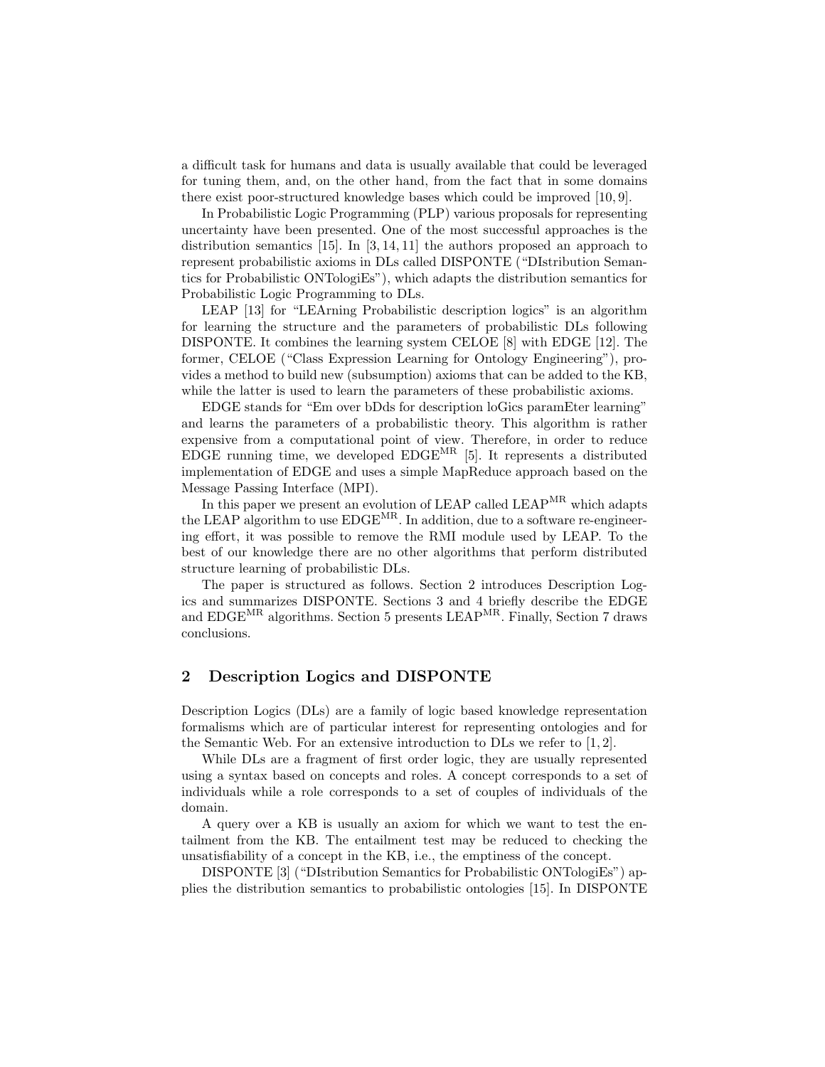a difficult task for humans and data is usually available that could be leveraged for tuning them, and, on the other hand, from the fact that in some domains there exist poor-structured knowledge bases which could be improved [10, 9].

In Probabilistic Logic Programming (PLP) various proposals for representing uncertainty have been presented. One of the most successful approaches is the distribution semantics [15]. In [3, 14, 11] the authors proposed an approach to represent probabilistic axioms in DLs called DISPONTE ("DIstribution Semantics for Probabilistic ONTologiEs"), which adapts the distribution semantics for Probabilistic Logic Programming to DLs.

LEAP [13] for "LEArning Probabilistic description logics" is an algorithm for learning the structure and the parameters of probabilistic DLs following DISPONTE. It combines the learning system CELOE [8] with EDGE [12]. The former, CELOE ("Class Expression Learning for Ontology Engineering"), provides a method to build new (subsumption) axioms that can be added to the KB, while the latter is used to learn the parameters of these probabilistic axioms.

EDGE stands for "Em over bDds for description loGics paramEter learning" and learns the parameters of a probabilistic theory. This algorithm is rather expensive from a computational point of view. Therefore, in order to reduce EDGE running time, we developed EDGE$^{\text{MR}}$ [5]. It represents a distributed implementation of EDGE and uses a simple MapReduce approach based on the Message Passing Interface (MPI).

In this paper we present an evolution of LEAP called LEAP$^{\text{MR}}$ which adapts the LEAP algorithm to use EDGE$^{\text{MR}}$. In addition, due to a software re-engineering effort, it was possible to remove the RMI module used by LEAP. To the best of our knowledge there are no other algorithms that perform distributed structure learning of probabilistic DLs.

The paper is structured as follows. Section 2 introduces Description Logics and summarizes DISPONTE. Sections 3 and 4 briefly describe the EDGE and EDGE$^{\text{MR}}$ algorithms. Section 5 presents LEAP$^{\text{MR}}$. Finally, Section 7 draws conclusions.

## 2 Description Logics and DISPONTE

Description Logics (DLs) are a family of logic based knowledge representation formalisms which are of particular interest for representing ontologies and for the Semantic Web. For an extensive introduction to DLs we refer to [1, 2].

While DLs are a fragment of first order logic, they are usually represented using a syntax based on concepts and roles. A concept corresponds to a set of individuals while a role corresponds to a set of couples of individuals of the domain.

A query over a KB is usually an axiom for which we want to test the entailment from the KB. The entailment test may be reduced to checking the unsatisfiability of a concept in the KB, i.e., the emptiness of the concept.

DISPONTE [3] ("DIstribution Semantics for Probabilistic ONTologiEs") applies the distribution semantics to probabilistic ontologies [15]. In DISPONTE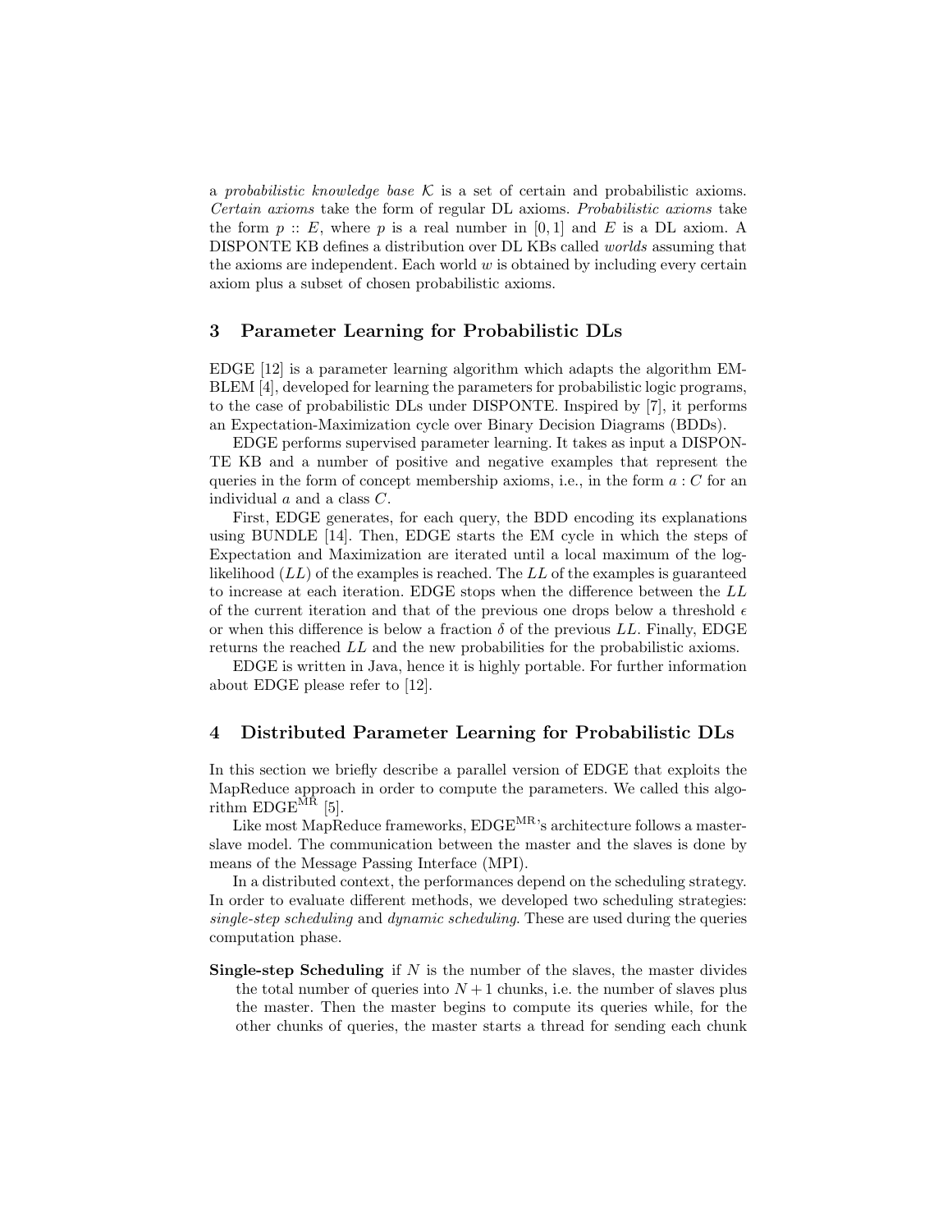a *probabilistic knowledge base* $\mathcal{K}$ is a set of certain and probabilistic axioms. *Certain axioms* take the form of regular DL axioms. *Probabilistic axioms* take the form $p :: E$, where $p$ is a real number in $[0, 1]$ and $E$ is a DL axiom. A DISPONTE KB defines a distribution over DL KBs called *worlds* assuming that the axioms are independent. Each world $w$ is obtained by including every certain axiom plus a subset of chosen probabilistic axioms.

## 3 Parameter Learning for Probabilistic DLs

EDGE [12] is a parameter learning algorithm which adapts the algorithm EMBLEM [4], developed for learning the parameters for probabilistic logic programs, to the case of probabilistic DLs under DISPONTE. Inspired by [7], it performs an Expectation-Maximization cycle over Binary Decision Diagrams (BDDs).

EDGE performs supervised parameter learning. It takes as input a DISPONTE KB and a number of positive and negative examples that represent the queries in the form of concept membership axioms, i.e., in the form $a : C$ for an individual $a$ and a class $C$.

First, EDGE generates, for each query, the BDD encoding its explanations using BUNDLE [14]. Then, EDGE starts the EM cycle in which the steps of Expectation and Maximization are iterated until a local maximum of the log-likelihood ($LL$) of the examples is reached. The $LL$ of the examples is guaranteed to increase at each iteration. EDGE stops when the difference between the $LL$ of the current iteration and that of the previous one drops below a threshold $\epsilon$ or when this difference is below a fraction $\delta$ of the previous $LL$. Finally, EDGE returns the reached $LL$ and the new probabilities for the probabilistic axioms.

EDGE is written in Java, hence it is highly portable. For further information about EDGE please refer to [12].

## 4 Distributed Parameter Learning for Probabilistic DLs

In this section we briefly describe a parallel version of EDGE that exploits the MapReduce approach in order to compute the parameters. We called this algorithm EDGE$^{\text{MR}}$ [5].

Like most MapReduce frameworks, EDGE$^{\text{MR}}$'s architecture follows a master-slave model. The communication between the master and the slaves is done by means of the Message Passing Interface (MPI).

In a distributed context, the performances depend on the scheduling strategy. In order to evaluate different methods, we developed two scheduling strategies: *single-step scheduling* and *dynamic scheduling*. These are used during the queries computation phase.

**Single-step Scheduling** if $N$ is the number of the slaves, the master divides the total number of queries into $N + 1$ chunks, i.e. the number of slaves plus the master. Then the master begins to compute its queries while, for the other chunks of queries, the master starts a thread for sending each chunk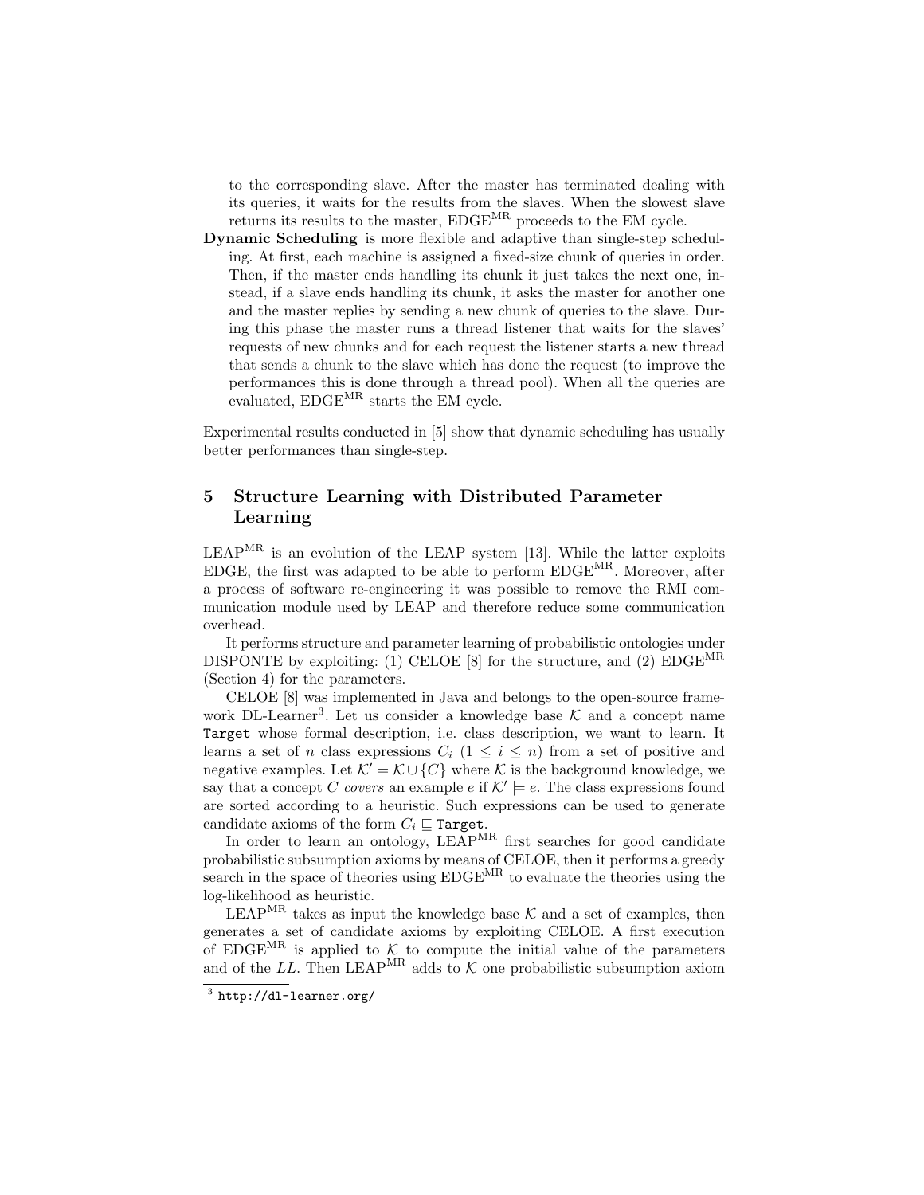to the corresponding slave. After the master has terminated dealing with its queries, it waits for the results from the slaves. When the slowest slave returns its results to the master, EDGE$^{\text{MR}}$ proceeds to the EM cycle.

**Dynamic Scheduling** is more flexible and adaptive than single-step scheduling. At first, each machine is assigned a fixed-size chunk of queries in order. Then, if the master ends handling its chunk it just takes the next one, instead, if a slave ends handling its chunk, it asks the master for another one and the master replies by sending a new chunk of queries to the slave. During this phase the master runs a thread listener that waits for the slaves' requests of new chunks and for each request the listener starts a new thread that sends a chunk to the slave which has done the request (to improve the performances this is done through a thread pool). When all the queries are evaluated, EDGE$^{\text{MR}}$ starts the EM cycle.

Experimental results conducted in [5] show that dynamic scheduling has usually better performances than single-step.

## 5 Structure Learning with Distributed Parameter Learning

LEAP$^{\text{MR}}$ is an evolution of the LEAP system [13]. While the latter exploits EDGE, the first was adapted to be able to perform EDGE$^{\text{MR}}$. Moreover, after a process of software re-engineering it was possible to remove the RMI communication module used by LEAP and therefore reduce some communication overhead.

It performs structure and parameter learning of probabilistic ontologies under DISPONTE by exploiting: (1) CELOE [8] for the structure, and (2) EDGE$^{\text{MR}}$ (Section 4) for the parameters.

CELOE [8] was implemented in Java and belongs to the open-source framework DL-Learner[3]. Let us consider a knowledge base $\mathcal{K}$ and a concept name `Target` whose formal description, i.e. class description, we want to learn. It learns a set of $n$ class expressions $C_i$ ($1 \leq i \leq n$) from a set of positive and negative examples. Let $\mathcal{K}' = \mathcal{K} \cup \{C\}$ where $\mathcal{K}$ is the background knowledge, we say that a concept $C$ *covers* an example $e$ if $\mathcal{K}' \models e$. The class expressions found are sorted according to a heuristic. Such expressions can be used to generate candidate axioms of the form $C_i \sqsubseteq \texttt{Target}$.

In order to learn an ontology, LEAP$^{\text{MR}}$ first searches for good candidate probabilistic subsumption axioms by means of CELOE, then it performs a greedy search in the space of theories using EDGE$^{\text{MR}}$ to evaluate the theories using the log-likelihood as heuristic.

LEAP$^{\text{MR}}$ takes as input the knowledge base $\mathcal{K}$ and a set of examples, then generates a set of candidate axioms by exploiting CELOE. A first execution of EDGE$^{\text{MR}}$ is applied to $\mathcal{K}$ to compute the initial value of the parameters and of the $LL$. Then LEAP$^{\text{MR}}$ adds to $\mathcal{K}$ one probabilistic subsumption axiom

[3] http://dl-learner.org/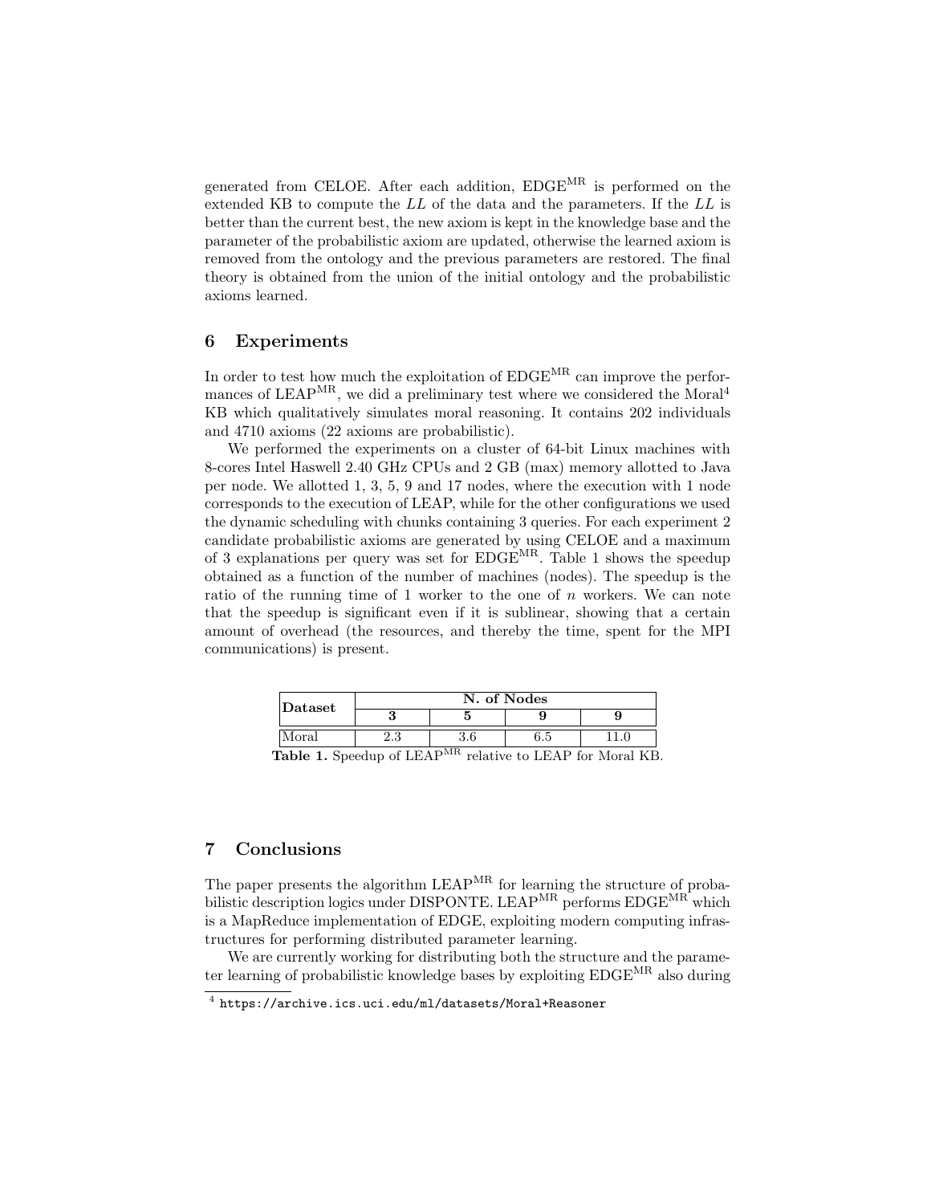generated from CELOE. After each addition, EDGE$^{MR}$ is performed on the extended KB to compute the $LL$ of the data and the parameters. If the $LL$ is better than the current best, the new axiom is kept in the knowledge base and the parameter of the probabilistic axiom are updated, otherwise the learned axiom is removed from the ontology and the previous parameters are restored. The final theory is obtained from the union of the initial ontology and the probabilistic axioms learned.

## 6 Experiments

In order to test how much the exploitation of EDGE$^{MR}$ can improve the performances of LEAP$^{MR}$, we did a preliminary test where we considered the Moral[4] KB which qualitatively simulates moral reasoning. It contains 202 individuals and 4710 axioms (22 axioms are probabilistic).

We performed the experiments on a cluster of 64-bit Linux machines with 8-cores Intel Haswell 2.40 GHz CPUs and 2 GB (max) memory allotted to Java per node. We allotted 1, 3, 5, 9 and 17 nodes, where the execution with 1 node corresponds to the execution of LEAP, while for the other configurations we used the dynamic scheduling with chunks containing 3 queries. For each experiment 2 candidate probabilistic axioms are generated by using CELOE and a maximum of 3 explanations per query was set for EDGE$^{MR}$. Table 1 shows the speedup obtained as a function of the number of machines (nodes). The speedup is the ratio of the running time of 1 worker to the one of $n$ workers. We can note that the speedup is significant even if it is sublinear, showing that a certain amount of overhead (the resources, and thereby the time, spent for the MPI communications) is present.

| **Dataset** | **N. of Nodes** | | | |
|---|---|---|---|---|
| | **3** | **5** | **9** | **9** |
| Moral | 2.3 | 3.6 | 6.5 | 11.0 |

**Table 1.** Speedup of LEAP$^{MR}$ relative to LEAP for Moral KB.

## 7 Conclusions

The paper presents the algorithm LEAP$^{MR}$ for learning the structure of probabilistic description logics under DISPONTE. LEAP$^{MR}$ performs EDGE$^{MR}$ which is a MapReduce implementation of EDGE, exploiting modern computing infrastructures for performing distributed parameter learning.

We are currently working for distributing both the structure and the parameter learning of probabilistic knowledge bases by exploiting EDGE$^{MR}$ also during

[4] https://archive.ics.uci.edu/ml/datasets/Moral+Reasoner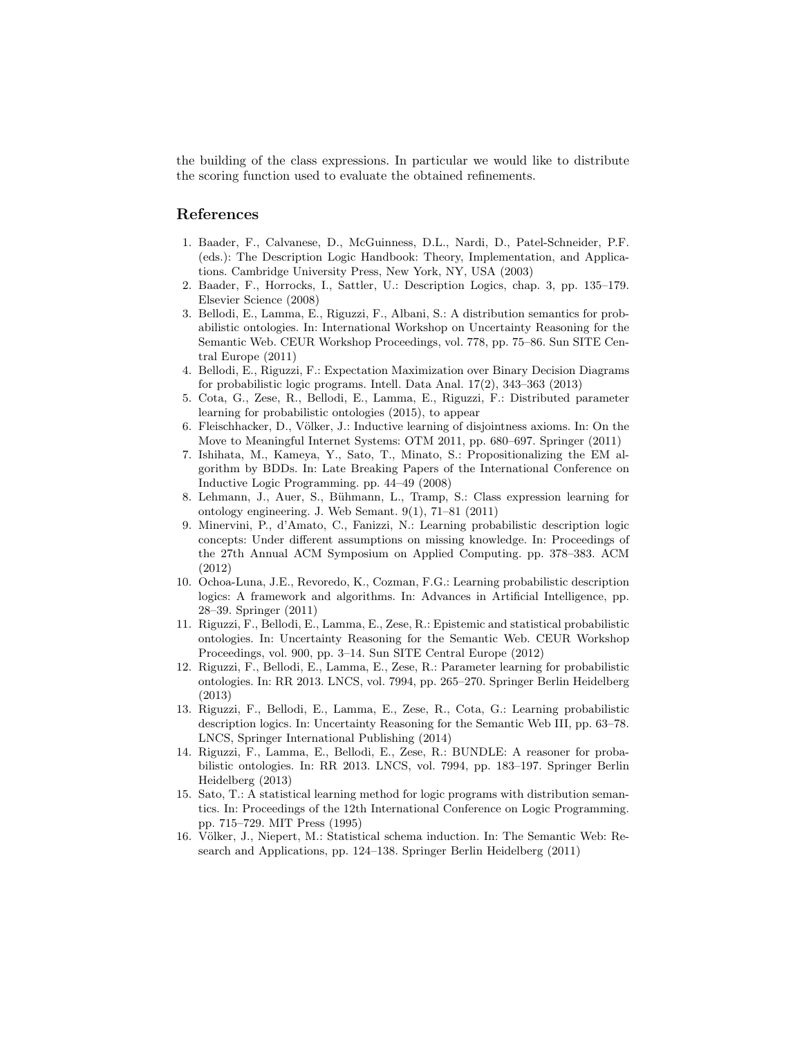the building of the class expressions. In particular we would like to distribute the scoring function used to evaluate the obtained refinements.

## References

1. Baader, F., Calvanese, D., McGuinness, D.L., Nardi, D., Patel-Schneider, P.F. (eds.): The Description Logic Handbook: Theory, Implementation, and Applications. Cambridge University Press, New York, NY, USA (2003)
2. Baader, F., Horrocks, I., Sattler, U.: Description Logics, chap. 3, pp. 135–179. Elsevier Science (2008)
3. Bellodi, E., Lamma, E., Riguzzi, F., Albani, S.: A distribution semantics for probabilistic ontologies. In: International Workshop on Uncertainty Reasoning for the Semantic Web. CEUR Workshop Proceedings, vol. 778, pp. 75–86. Sun SITE Central Europe (2011)
4. Bellodi, E., Riguzzi, F.: Expectation Maximization over Binary Decision Diagrams for probabilistic logic programs. Intell. Data Anal. 17(2), 343–363 (2013)
5. Cota, G., Zese, R., Bellodi, E., Lamma, E., Riguzzi, F.: Distributed parameter learning for probabilistic ontologies (2015), to appear
6. Fleischhacker, D., Völker, J.: Inductive learning of disjointness axioms. In: On the Move to Meaningful Internet Systems: OTM 2011, pp. 680–697. Springer (2011)
7. Ishihata, M., Kameya, Y., Sato, T., Minato, S.: Propositionalizing the EM algorithm by BDDs. In: Late Breaking Papers of the International Conference on Inductive Logic Programming. pp. 44–49 (2008)
8. Lehmann, J., Auer, S., Bühmann, L., Tramp, S.: Class expression learning for ontology engineering. J. Web Semant. 9(1), 71–81 (2011)
9. Minervini, P., d'Amato, C., Fanizzi, N.: Learning probabilistic description logic concepts: Under different assumptions on missing knowledge. In: Proceedings of the 27th Annual ACM Symposium on Applied Computing. pp. 378–383. ACM (2012)
10. Ochoa-Luna, J.E., Revoredo, K., Cozman, F.G.: Learning probabilistic description logics: A framework and algorithms. In: Advances in Artificial Intelligence, pp. 28–39. Springer (2011)
11. Riguzzi, F., Bellodi, E., Lamma, E., Zese, R.: Epistemic and statistical probabilistic ontologies. In: Uncertainty Reasoning for the Semantic Web. CEUR Workshop Proceedings, vol. 900, pp. 3–14. Sun SITE Central Europe (2012)
12. Riguzzi, F., Bellodi, E., Lamma, E., Zese, R.: Parameter learning for probabilistic ontologies. In: RR 2013. LNCS, vol. 7994, pp. 265–270. Springer Berlin Heidelberg (2013)
13. Riguzzi, F., Bellodi, E., Lamma, E., Zese, R., Cota, G.: Learning probabilistic description logics. In: Uncertainty Reasoning for the Semantic Web III, pp. 63–78. LNCS, Springer International Publishing (2014)
14. Riguzzi, F., Lamma, E., Bellodi, E., Zese, R.: BUNDLE: A reasoner for probabilistic ontologies. In: RR 2013. LNCS, vol. 7994, pp. 183–197. Springer Berlin Heidelberg (2013)
15. Sato, T.: A statistical learning method for logic programs with distribution semantics. In: Proceedings of the 12th International Conference on Logic Programming. pp. 715–729. MIT Press (1995)
16. Völker, J., Niepert, M.: Statistical schema induction. In: The Semantic Web: Research and Applications, pp. 124–138. Springer Berlin Heidelberg (2011)